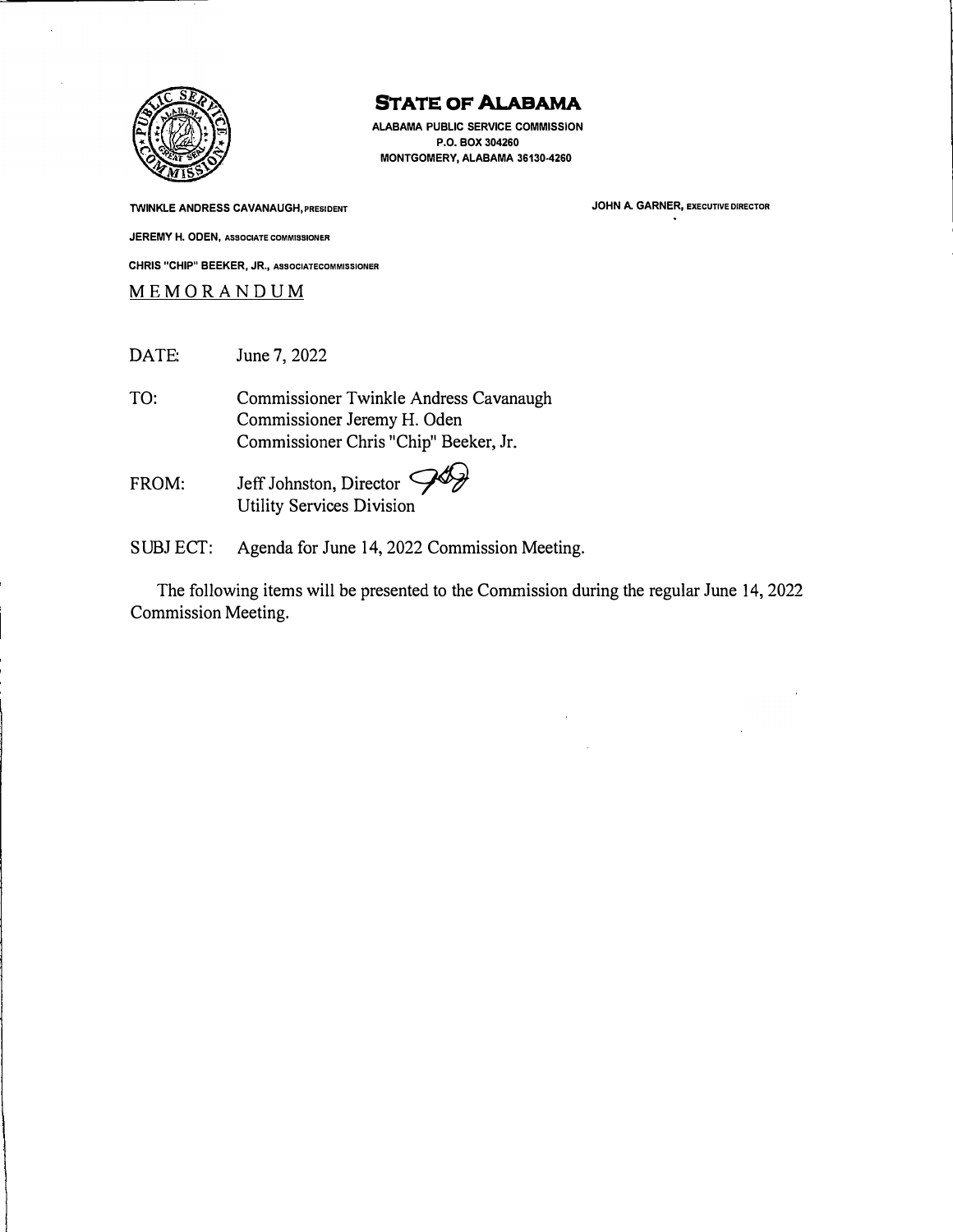# STATE OF ALABAMA

**ALABAMA PUBLIC SERVICE COMMISSION**
**P.O. BOX 304260**
**MONTGOMERY, ALABAMA 36130-4260**

**TWINKLE ANDRESS CAVANAUGH,** PRESIDENT

**JOHN A. GARNER,** EXECUTIVE DIRECTOR

**JEREMY H. ODEN,** ASSOCIATE COMMISSIONER

**CHRIS "CHIP" BEEKER, JR.,** ASSOCIATE COMMISSIONER

MEMORANDUM

DATE: June 7, 2022

TO: Commissioner Twinkle Andress Cavanaugh
Commissioner Jeremy H. Oden
Commissioner Chris "Chip" Beeker, Jr.

FROM: Jeff Johnston, Director
Utility Services Division

SUBJECT: Agenda for June 14, 2022 Commission Meeting.

The following items will be presented to the Commission during the regular June 14, 2022 Commission Meeting.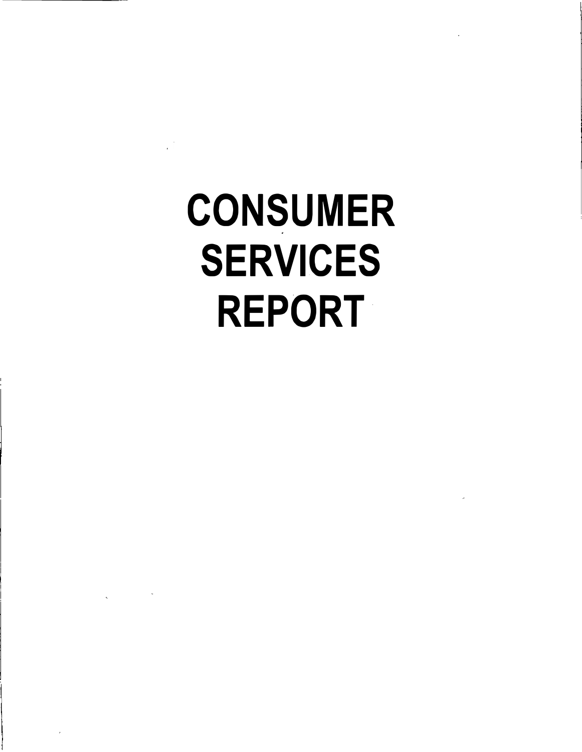# CONSUMER SERVICES REPORT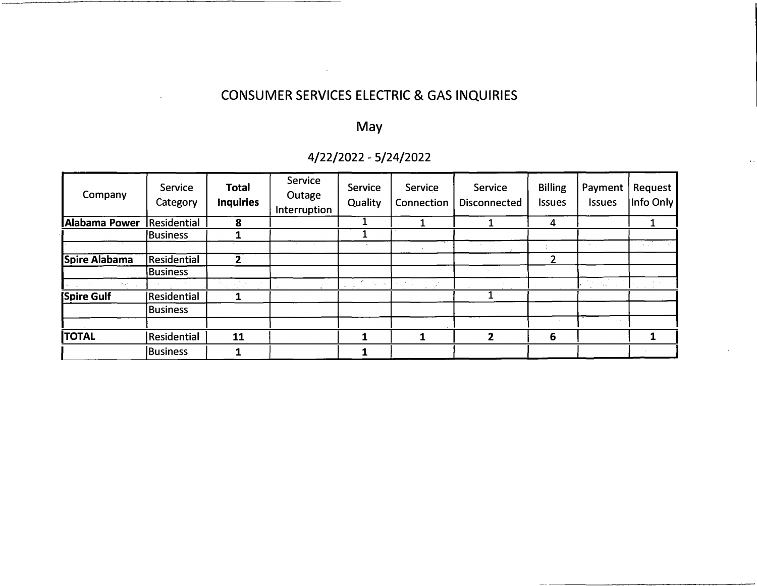# CONSUMER SERVICES ELECTRIC & GAS INQUIRIES

## May

### 4/22/2022 - 5/24/2022

| Company | Service Category | **Total Inquiries** | Service Outage Interruption | Service Quality | Service Connection | Service Disconnected | Billing Issues | Payment Issues | Request Info Only |
|---|---|---|---|---|---|---|---|---|---|
| **Alabama Power** | Residential | **8** | | 1 | 1 | 1 | 4 | | 1 |
| | Business | **1** | | 1 | | | | | |
| | | | | | | | | | |
| **Spire Alabama** | Residential | **2** | | | | | 2 | | |
| | Business | | | | | | | | |
| | | | | | | | | | |
| **Spire Gulf** | Residential | **1** | | | | 1 | | | |
| | Business | | | | | | | | |
| | | | | | | | | | |
| **TOTAL** | Residential | **11** | | **1** | **1** | **2** | **6** | | **1** |
| | Business | **1** | | **1** | | | | | |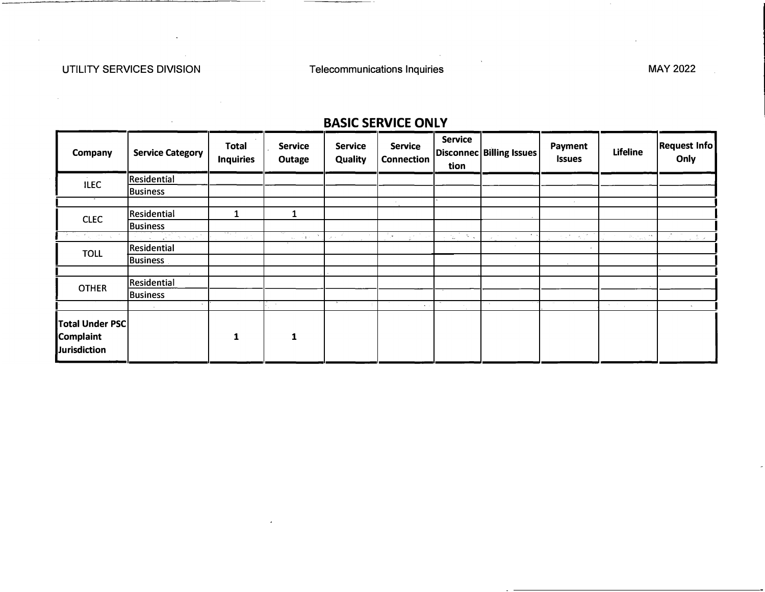UTILITY SERVICES DIVISION

Telecommunications Inquiries

MAY 2022

## BASIC SERVICE ONLY

| Company | Service Category | Total Inquiries | Service Outage | Service Quality | Service Connection | Service Disconnection | Billing Issues | Payment Issues | Lifeline | Request Info Only |
|---|---|---|---|---|---|---|---|---|---|---|
| ILEC | Residential | | | | | | | | | |
| | Business | | | | | | | | | |
| | | | | | | | | | | |
| CLEC | Residential | 1 | 1 | | | | | | | |
| | Business | | | | | | | | | |
| | | | | | | | | | | |
| TOLL | Residential | | | | | | | | | |
| | Business | | | | | | | | | |
| | | | | | | | | | | |
| OTHER | Residential | | | | | | | | | |
| | Business | | | | | | | | | |
| | | | | | | | | | | |
| **Total Under PSC Complaint Jurisdiction** | | **1** | **1** | | | | | | | |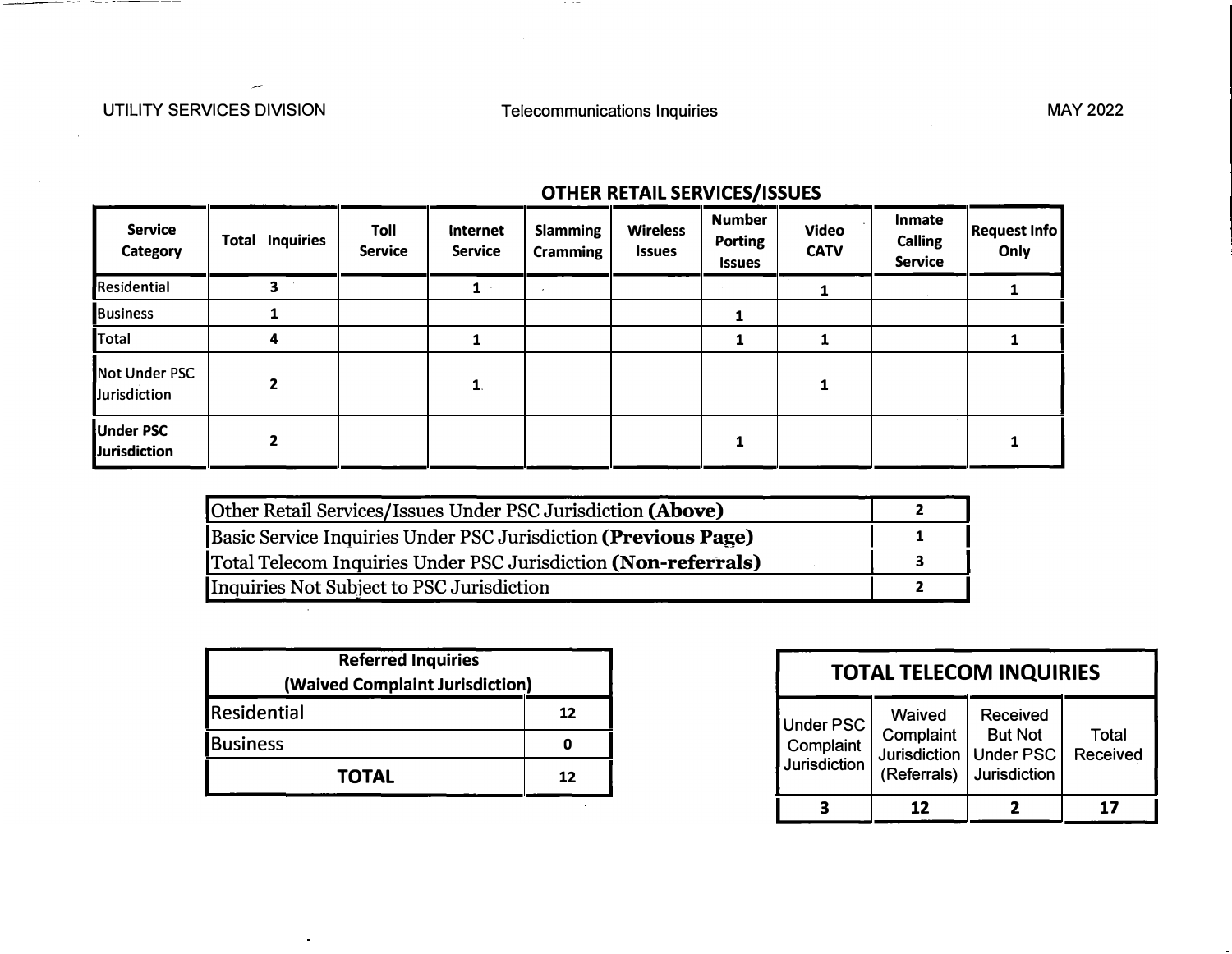UTILITY SERVICES DIVISION Telecommunications Inquiries MAY 2022

## OTHER RETAIL SERVICES/ISSUES

| Service Category | Total Inquiries | Toll Service | Internet Service | Slamming Cramming | Wireless Issues | Number Porting Issues | Video CATV | Inmate Calling Service | Request Info Only |
|---|---|---|---|---|---|---|---|---|---|
| Residential | 3 | | 1 | | | | 1 | | 1 |
| Business | 1 | | | | | 1 | | | |
| Total | 4 | | 1 | | | 1 | 1 | | 1 |
| Not Under PSC Jurisdiction | 2 | | 1 | | | | 1 | | |
| **Under PSC Jurisdiction** | 2 | | | | | 1 | | | 1 |

| | |
|---|---|
| Other Retail Services/Issues Under PSC Jurisdiction **(Above)** | 2 |
| Basic Service Inquiries Under PSC Jurisdiction **(Previous Page)** | 1 |
| Total Telecom Inquiries Under PSC Jurisdiction **(Non-referrals)** | 3 |
| Inquiries Not Subject to PSC Jurisdiction | 2 |

| Referred Inquiries (Waived Complaint Jurisdiction) | |
|---|---|
| Residential | 12 |
| Business | 0 |
| **TOTAL** | 12 |

| TOTAL TELECOM INQUIRIES | | | |
|---|---|---|---|
| Under PSC Complaint Jurisdiction | Waived Complaint Jurisdiction (Referrals) | Received But Not Under PSC Jurisdiction | Total Received |
| 3 | 12 | 2 | 17 |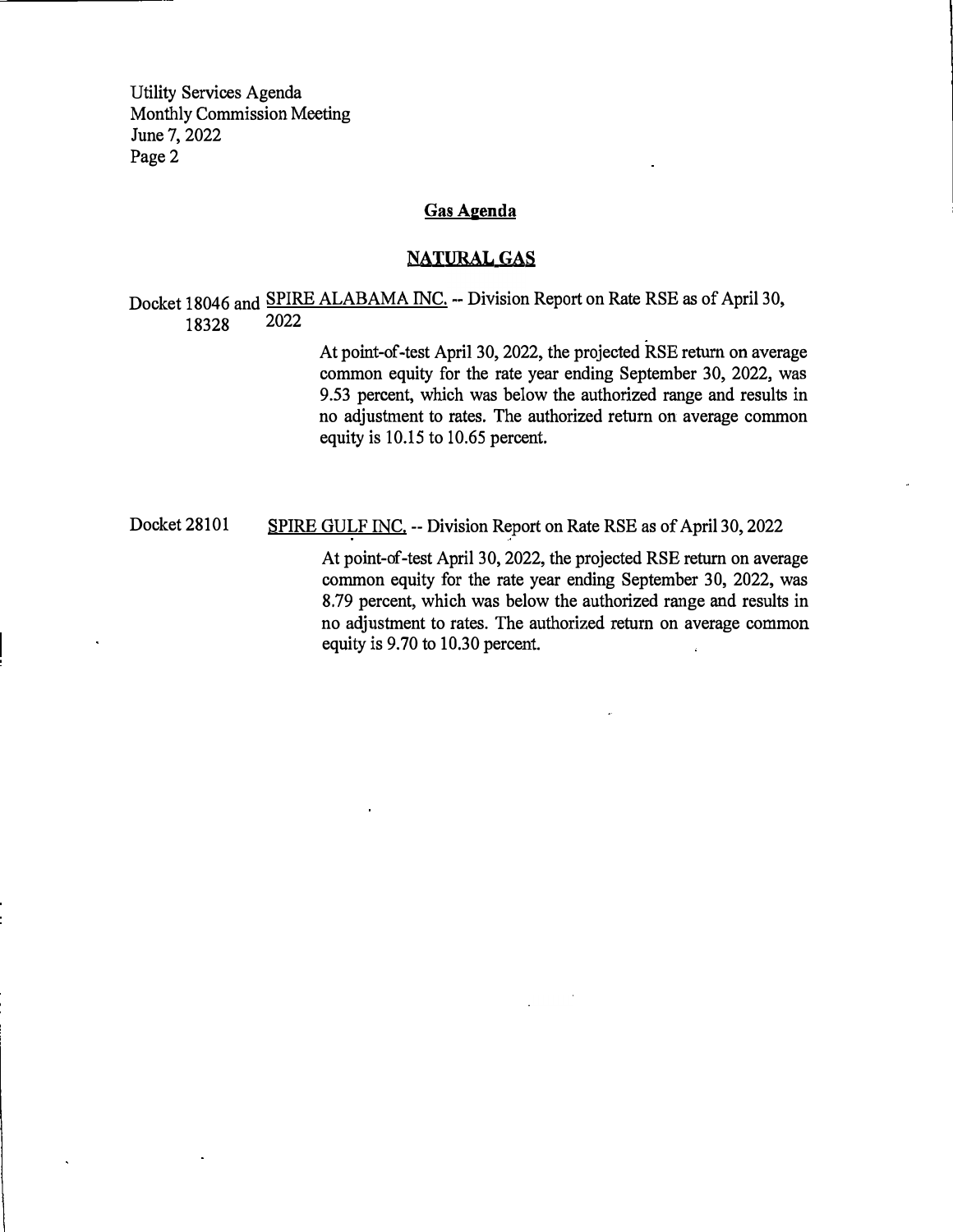## Gas Agenda

### NATURAL GAS

Docket 18046 and 18328 — SPIRE ALABAMA INC. -- Division Report on Rate RSE as of April 30, 2022

At point-of-test April 30, 2022, the projected RSE return on average common equity for the rate year ending September 30, 2022, was 9.53 percent, which was below the authorized range and results in no adjustment to rates. The authorized return on average common equity is 10.15 to 10.65 percent.

Docket 28101 — SPIRE GULF INC. -- Division Report on Rate RSE as of April 30, 2022

At point-of-test April 30, 2022, the projected RSE return on average common equity for the rate year ending September 30, 2022, was 8.79 percent, which was below the authorized range and results in no adjustment to rates. The authorized return on average common equity is 9.70 to 10.30 percent.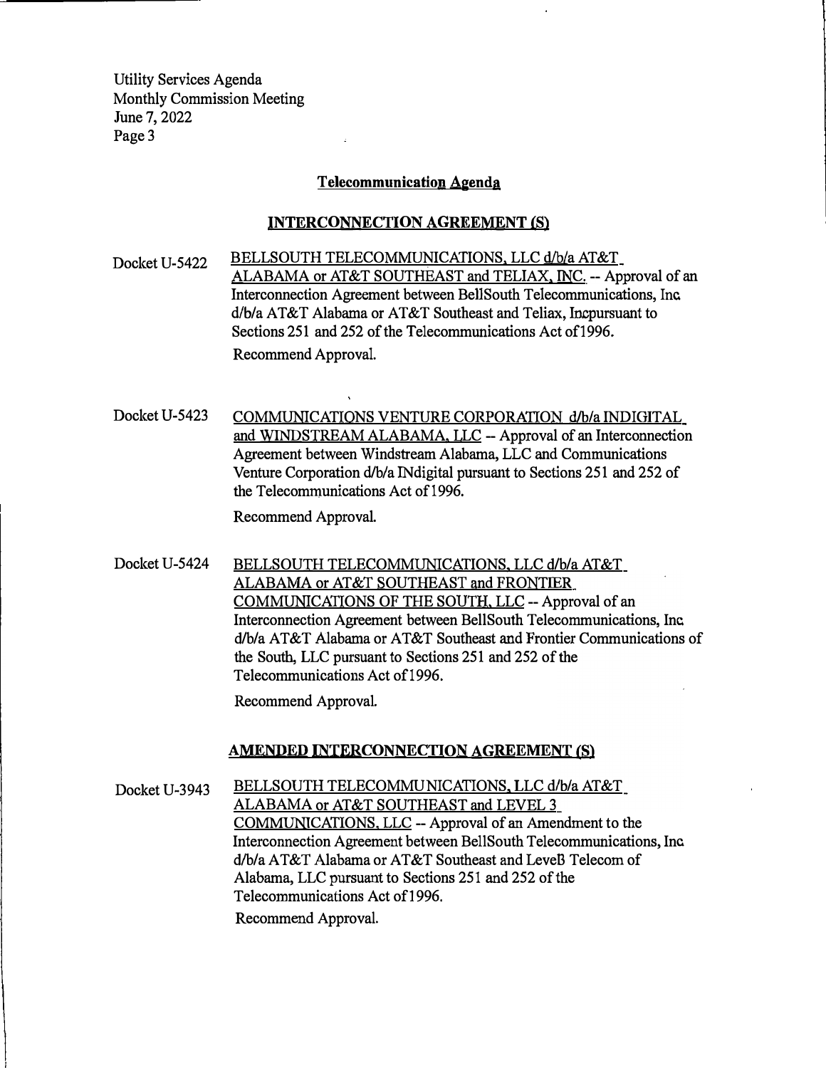## Telecommunication Agenda

### INTERCONNECTION AGREEMENT (S)

Docket U-5422 BELLSOUTH TELECOMMUNICATIONS, LLC d/b/a AT&T ALABAMA or AT&T SOUTHEAST and TELIAX, INC. -- Approval of an Interconnection Agreement between BellSouth Telecommunications, Inc d/b/a AT&T Alabama or AT&T Southeast and Teliax, Incpursuant to Sections 251 and 252 of the Telecommunications Act of1996.

Recommend Approval.

Docket U-5423 COMMUNICATIONS VENTURE CORPORATION d/b/a INDIGITAL and WINDSTREAM ALABAMA, LLC -- Approval of an Interconnection Agreement between Windstream Alabama, LLC and Communications Venture Corporation d/b/a INdigital pursuant to Sections 251 and 252 of the Telecommunications Act of 1996.

Recommend Approval.

Docket U-5424 BELLSOUTH TELECOMMUNICATIONS, LLC d/b/a AT&T ALABAMA or AT&T SOUTHEAST and FRONTIER COMMUNICATIONS OF THE SOUTH, LLC -- Approval of an Interconnection Agreement between BellSouth Telecommunications, Inc d/b/a AT&T Alabama or AT&T Southeast and Frontier Communications of the South, LLC pursuant to Sections 251 and 252 of the Telecommunications Act of1996.

Recommend Approval.

### AMENDED INTERCONNECTION AGREEMENT (S)

Docket U-3943 BELLSOUTH TELECOMMUNICATIONS, LLC d/b/a AT&T ALABAMA or AT&T SOUTHEAST and LEVEL 3 COMMUNICATIONS, LLC -- Approval of an Amendment to the Interconnection Agreement between BellSouth Telecommunications, Inc d/b/a AT&T Alabama or AT&T Southeast and Level3 Telecom of Alabama, LLC pursuant to Sections 251 and 252 of the Telecommunications Act of1996.

Recommend Approval.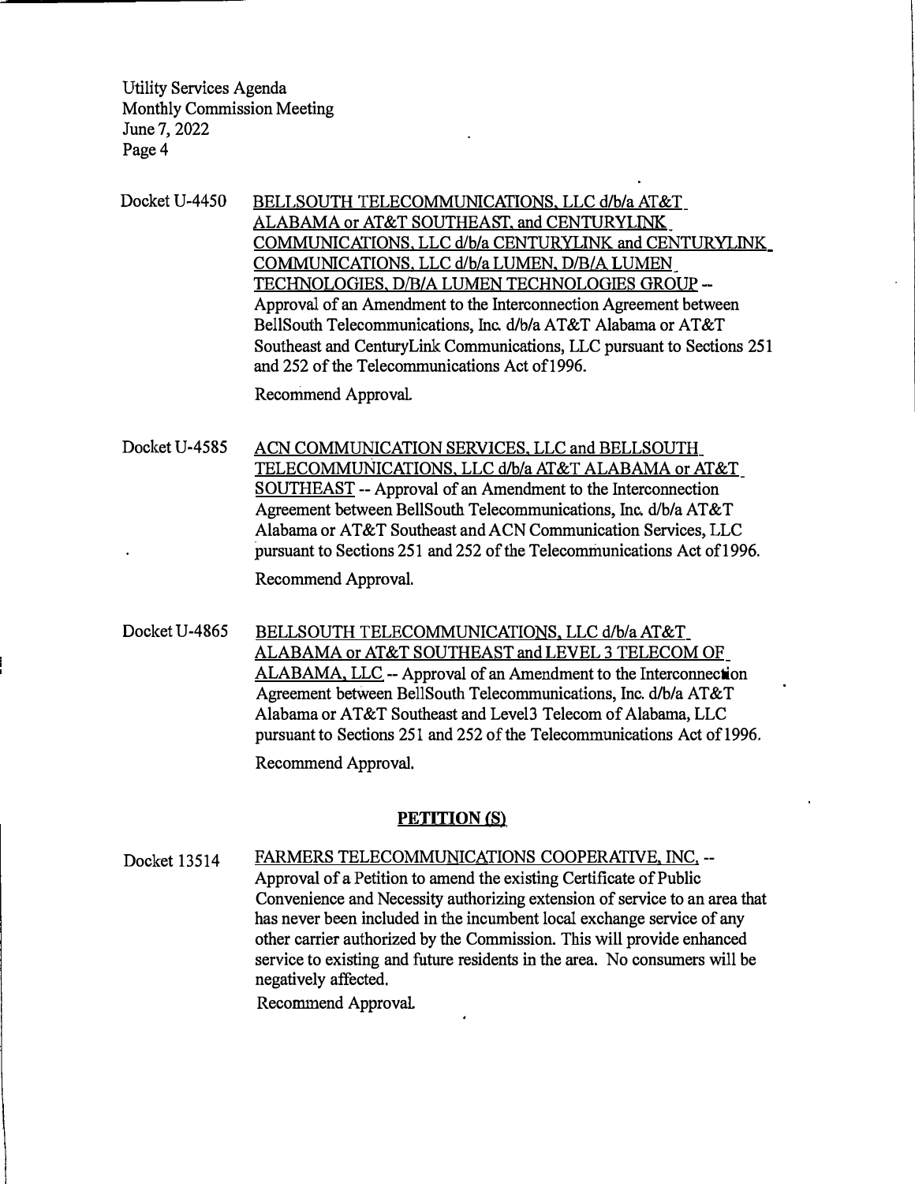Docket U-4450 BELLSOUTH TELECOMMUNICATIONS, LLC d/b/a AT&T ALABAMA or AT&T SOUTHEAST, and CENTURYLINK COMMUNICATIONS, LLC d/b/a CENTURYLINK and CENTURYLINK COMMUNICATIONS, LLC d/b/a LUMEN, D/B/A LUMEN TECHNOLOGIES, D/B/A LUMEN TECHNOLOGIES GROUP -- Approval of an Amendment to the Interconnection Agreement between BellSouth Telecommunications, Inc. d/b/a AT&T Alabama or AT&T Southeast and CenturyLink Communications, LLC pursuant to Sections 251 and 252 of the Telecommunications Act of 1996.

Recommend Approval.

Docket U-4585 ACN COMMUNICATION SERVICES, LLC and BELLSOUTH TELECOMMUNICATIONS, LLC d/b/a AT&T ALABAMA or AT&T SOUTHEAST -- Approval of an Amendment to the Interconnection Agreement between BellSouth Telecommunications, Inc. d/b/a AT&T Alabama or AT&T Southeast and ACN Communication Services, LLC pursuant to Sections 251 and 252 of the Telecommunications Act of 1996.

Recommend Approval.

Docket U-4865 BELLSOUTH TELECOMMUNICATIONS, LLC d/b/a AT&T ALABAMA or AT&T SOUTHEAST and LEVEL 3 TELECOM OF ALABAMA, LLC -- Approval of an Amendment to the Interconnection Agreement between BellSouth Telecommunications, Inc. d/b/a AT&T Alabama or AT&T Southeast and Level3 Telecom of Alabama, LLC pursuant to Sections 251 and 252 of the Telecommunications Act of 1996.

Recommend Approval.

**PETITION (S)**

Docket 13514 FARMERS TELECOMMUNICATIONS COOPERATIVE, INC. -- Approval of a Petition to amend the existing Certificate of Public Convenience and Necessity authorizing extension of service to an area that has never been included in the incumbent local exchange service of any other carrier authorized by the Commission. This will provide enhanced service to existing and future residents in the area. No consumers will be negatively affected.

Recommend Approval.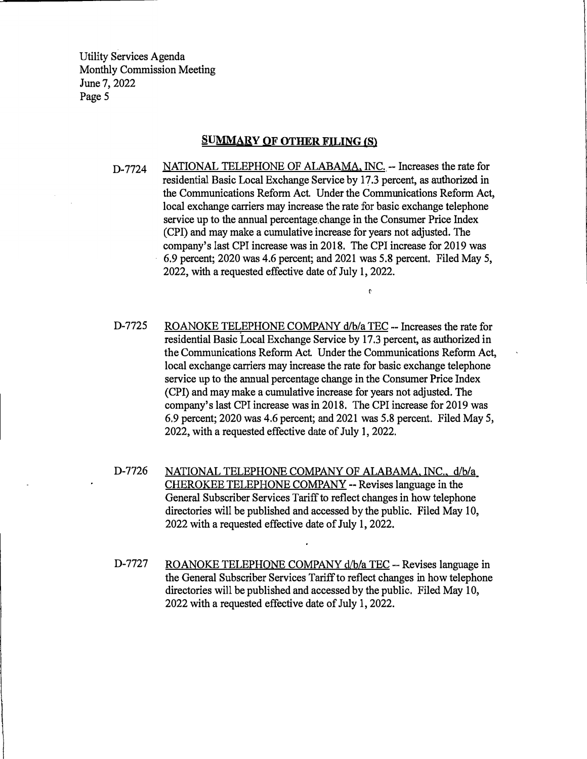## SUMMARY OF OTHER FILING (S)

D-7724 NATIONAL TELEPHONE OF ALABAMA, INC. -- Increases the rate for residential Basic Local Exchange Service by 17.3 percent, as authorized in the Communications Reform Act. Under the Communications Reform Act, local exchange carriers may increase the rate for basic exchange telephone service up to the annual percentage change in the Consumer Price Index (CPI) and may make a cumulative increase for years not adjusted. The company's last CPI increase was in 2018. The CPI increase for 2019 was 6.9 percent; 2020 was 4.6 percent; and 2021 was 5.8 percent. Filed May 5, 2022, with a requested effective date of July 1, 2022.

D-7725 ROANOKE TELEPHONE COMPANY d/b/a TEC -- Increases the rate for residential Basic Local Exchange Service by 17.3 percent, as authorized in the Communications Reform Act. Under the Communications Reform Act, local exchange carriers may increase the rate for basic exchange telephone service up to the annual percentage change in the Consumer Price Index (CPI) and may make a cumulative increase for years not adjusted. The company's last CPI increase was in 2018. The CPI increase for 2019 was 6.9 percent; 2020 was 4.6 percent; and 2021 was 5.8 percent. Filed May 5, 2022, with a requested effective date of July 1, 2022.

D-7726 NATIONAL TELEPHONE COMPANY OF ALABAMA, INC., d/b/a CHEROKEE TELEPHONE COMPANY -- Revises language in the General Subscriber Services Tariff to reflect changes in how telephone directories will be published and accessed by the public. Filed May 10, 2022 with a requested effective date of July 1, 2022.

D-7727 ROANOKE TELEPHONE COMPANY d/b/a TEC -- Revises language in the General Subscriber Services Tariff to reflect changes in how telephone directories will be published and accessed by the public. Filed May 10, 2022 with a requested effective date of July 1, 2022.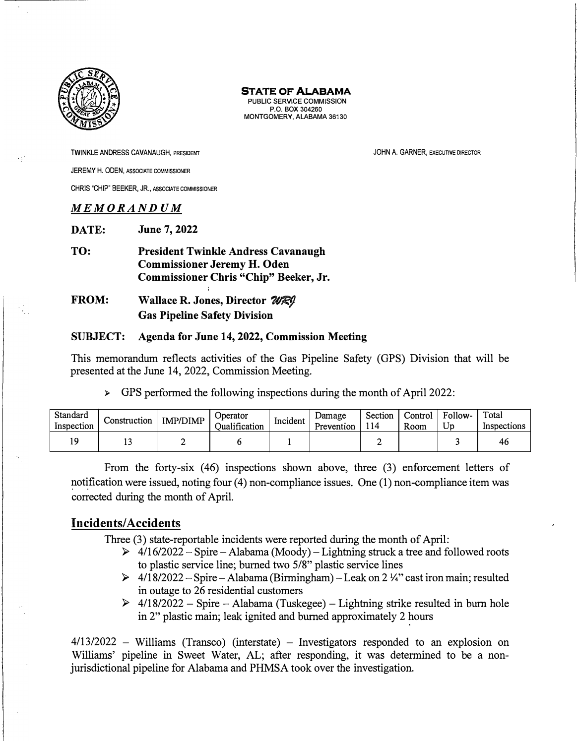**STATE OF ALABAMA**
PUBLIC SERVICE COMMISSION
P.O. BOX 304260
MONTGOMERY, ALABAMA 36130

TWINKLE ANDRESS CAVANAUGH, PRESIDENT

JEREMY H. ODEN, ASSOCIATE COMMISSIONER

CHRIS "CHIP" BEEKER, JR., ASSOCIATE COMMISSIONER

JOHN A. GARNER, EXECUTIVE DIRECTOR

***MEMORANDUM***

**DATE:** **June 7, 2022**

**TO:** **President Twinkle Andress Cavanaugh**
**Commissioner Jeremy H. Oden**
**Commissioner Chris "Chip" Beeker, Jr.**

**FROM:** **Wallace R. Jones, Director** *WRJ*
**Gas Pipeline Safety Division**

**SUBJECT:** **Agenda for June 14, 2022, Commission Meeting**

This memorandum reflects activities of the Gas Pipeline Safety (GPS) Division that will be presented at the June 14, 2022, Commission Meeting.

- GPS performed the following inspections during the month of April 2022:

| Standard Inspection | Construction | IMP/DIMP | Operator Qualification | Incident | Damage Prevention | Section 114 | Control Room | Follow-Up | Total Inspections |
|---|---|---|---|---|---|---|---|---|---|
| 19 | 13 | 2 | 6 | 1 | | 2 | | 3 | 46 |

From the forty-six (46) inspections shown above, three (3) enforcement letters of notification were issued, noting four (4) non-compliance issues. One (1) non-compliance item was corrected during the month of April.

## Incidents/Accidents

Three (3) state-reportable incidents were reported during the month of April:

- 4/16/2022 – Spire – Alabama (Moody) – Lightning struck a tree and followed roots to plastic service line; burned two 5/8" plastic service lines
- 4/18/2022 – Spire – Alabama (Birmingham) – Leak on 2 ¼" cast iron main; resulted in outage to 26 residential customers
- 4/18/2022 – Spire – Alabama (Tuskegee) – Lightning strike resulted in burn hole in 2" plastic main; leak ignited and burned approximately 2 hours

4/13/2022 – Williams (Transco) (interstate) – Investigators responded to an explosion on Williams' pipeline in Sweet Water, AL; after responding, it was determined to be a non-jurisdictional pipeline for Alabama and PHMSA took over the investigation.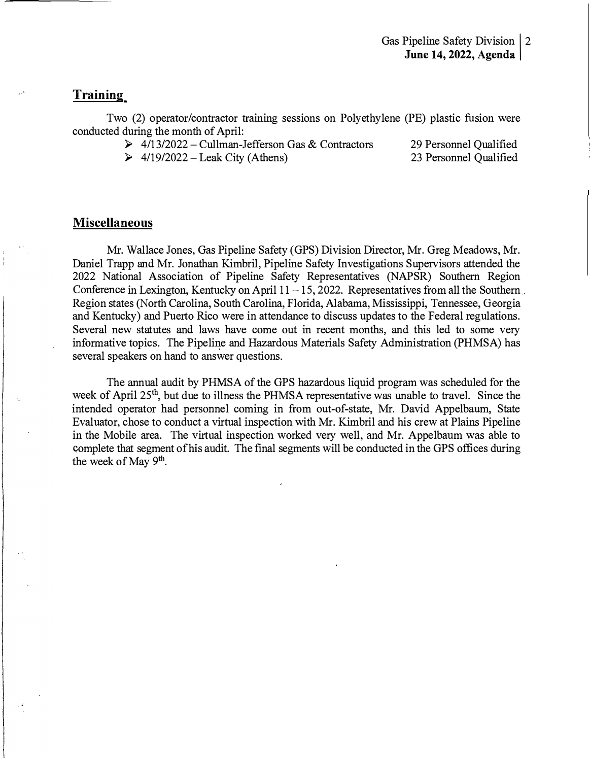## Training

Two (2) operator/contractor training sessions on Polyethylene (PE) plastic fusion were conducted during the month of April:

- 4/13/2022 – Cullman-Jefferson Gas & Contractors — 29 Personnel Qualified
- 4/19/2022 – Leak City (Athens) — 23 Personnel Qualified

## Miscellaneous

Mr. Wallace Jones, Gas Pipeline Safety (GPS) Division Director, Mr. Greg Meadows, Mr. Daniel Trapp and Mr. Jonathan Kimbril, Pipeline Safety Investigations Supervisors attended the 2022 National Association of Pipeline Safety Representatives (NAPSR) Southern Region Conference in Lexington, Kentucky on April 11 – 15, 2022. Representatives from all the Southern Region states (North Carolina, South Carolina, Florida, Alabama, Mississippi, Tennessee, Georgia and Kentucky) and Puerto Rico were in attendance to discuss updates to the Federal regulations. Several new statutes and laws have come out in recent months, and this led to some very informative topics. The Pipeline and Hazardous Materials Safety Administration (PHMSA) has several speakers on hand to answer questions.

The annual audit by PHMSA of the GPS hazardous liquid program was scheduled for the week of April 25th, but due to illness the PHMSA representative was unable to travel. Since the intended operator had personnel coming in from out-of-state, Mr. David Appelbaum, State Evaluator, chose to conduct a virtual inspection with Mr. Kimbril and his crew at Plains Pipeline in the Mobile area. The virtual inspection worked very well, and Mr. Appelbaum was able to complete that segment of his audit. The final segments will be conducted in the GPS offices during the week of May 9th.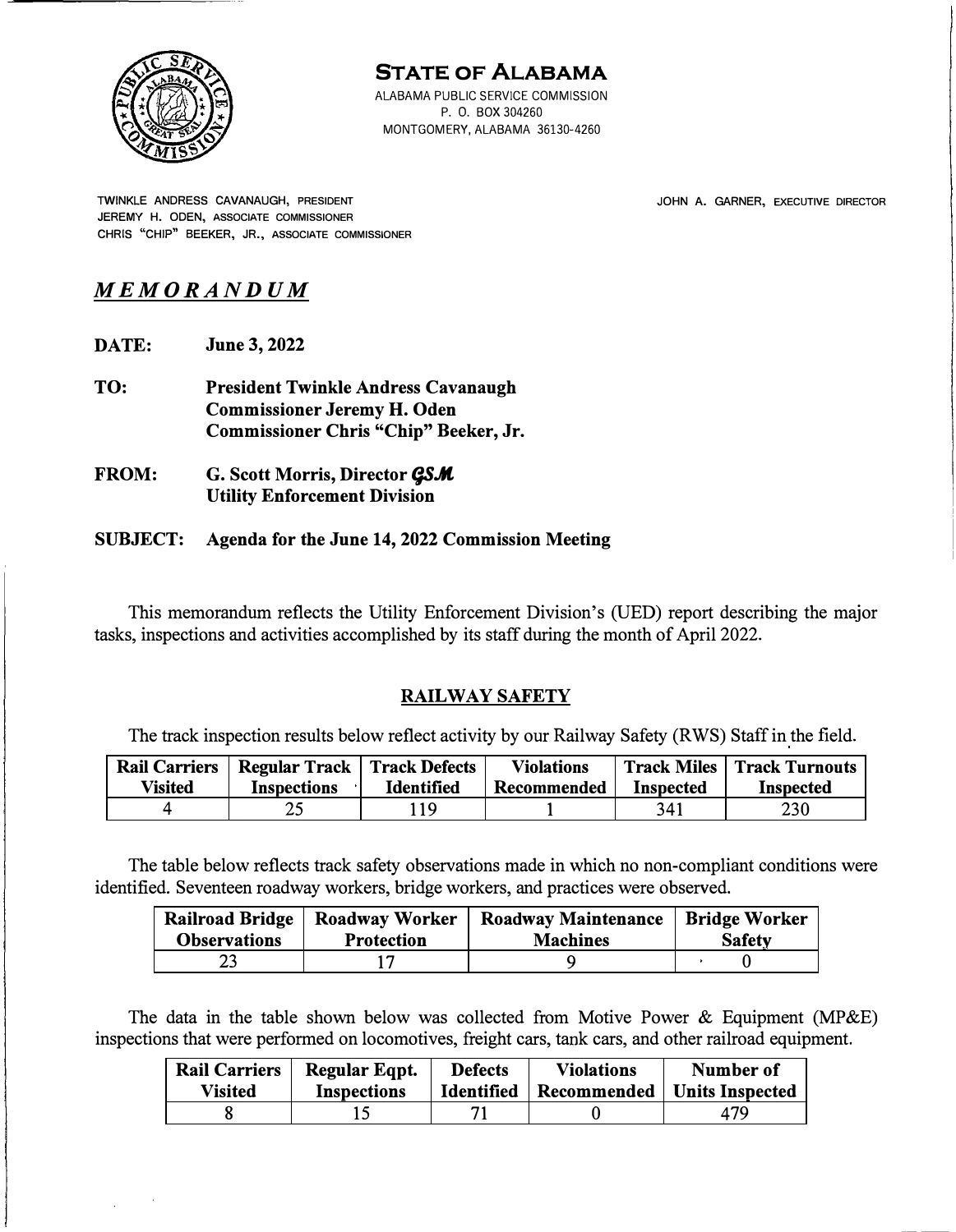# STATE OF ALABAMA

ALABAMA PUBLIC SERVICE COMMISSION
P. O. BOX 304260
MONTGOMERY, ALABAMA 36130-4260

TWINKLE ANDRESS CAVANAUGH, PRESIDENT
JEREMY H. ODEN, ASSOCIATE COMMISSIONER
CHRIS "CHIP" BEEKER, JR., ASSOCIATE COMMISSIONER

JOHN A. GARNER, EXECUTIVE DIRECTOR

## *MEMORANDUM*

**DATE:** **June 3, 2022**

**TO:** **President Twinkle Andress Cavanaugh**
**Commissioner Jeremy H. Oden**
**Commissioner Chris "Chip" Beeker, Jr.**

**FROM:** **G. Scott Morris, Director *GSM***
**Utility Enforcement Division**

**SUBJECT:** **Agenda for the June 14, 2022 Commission Meeting**

This memorandum reflects the Utility Enforcement Division's (UED) report describing the major tasks, inspections and activities accomplished by its staff during the month of April 2022.

### RAILWAY SAFETY

The track inspection results below reflect activity by our Railway Safety (RWS) Staff in the field.

| Rail Carriers Visited | Regular Track Inspections | Track Defects Identified | Violations Recommended | Track Miles Inspected | Track Turnouts Inspected |
|---|---|---|---|---|---|
| 4 | 25 | 119 | 1 | 341 | 230 |

The table below reflects track safety observations made in which no non-compliant conditions were identified. Seventeen roadway workers, bridge workers, and practices were observed.

| Railroad Bridge Observations | Roadway Worker Protection | Roadway Maintenance Machines | Bridge Worker Safety |
|---|---|---|---|
| 23 | 17 | 9 | 0 |

The data in the table shown below was collected from Motive Power & Equipment (MP&E) inspections that were performed on locomotives, freight cars, tank cars, and other railroad equipment.

| Rail Carriers Visited | Regular Eqpt. Inspections | Defects Identified | Violations Recommended | Number of Units Inspected |
|---|---|---|---|---|
| 8 | 15 | 71 | 0 | 479 |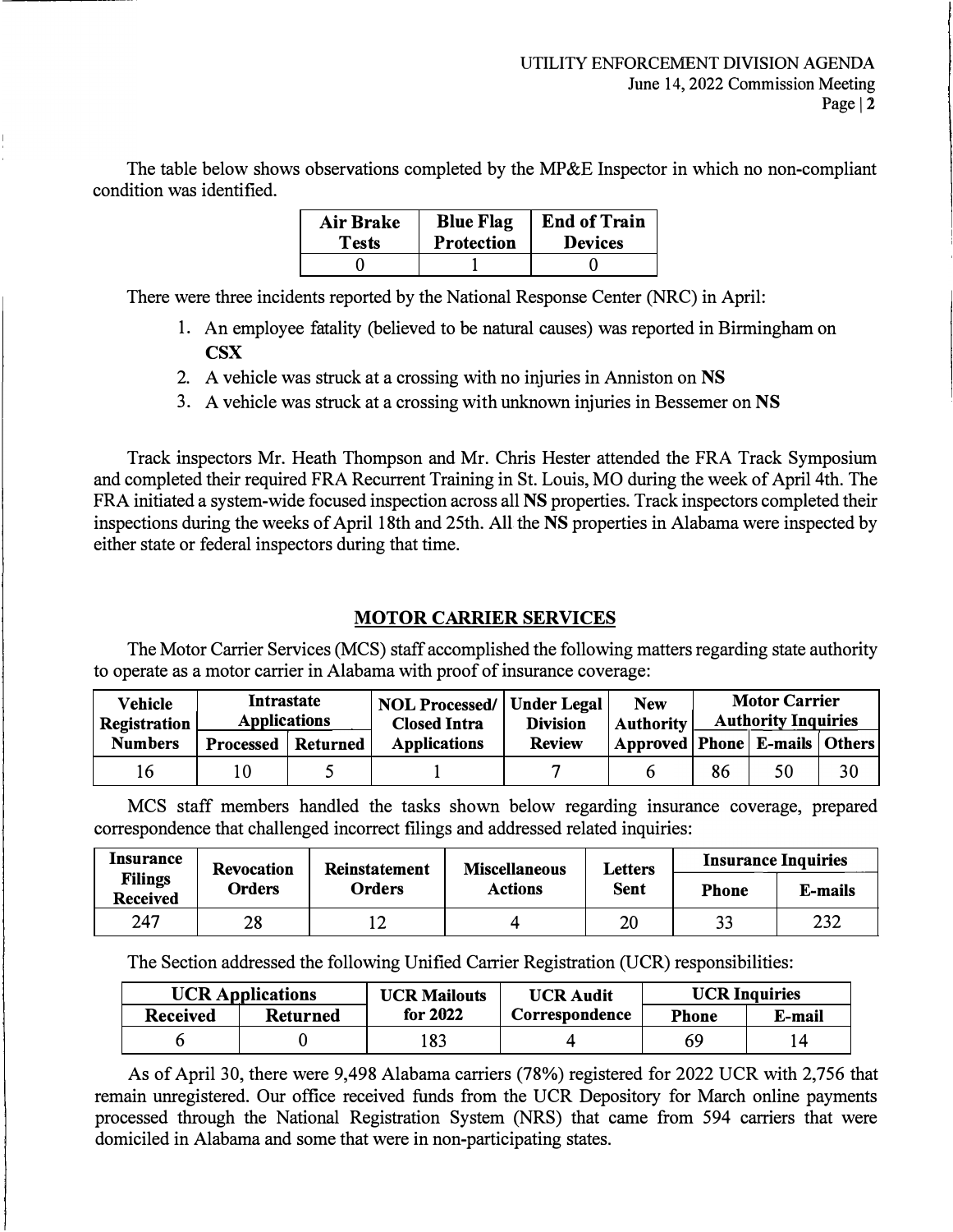The table below shows observations completed by the MP&E Inspector in which no non-compliant condition was identified.

| Air Brake Tests | Blue Flag Protection | End of Train Devices |
|---|---|---|
| 0 | 1 | 0 |

There were three incidents reported by the National Response Center (NRC) in April:

1. An employee fatality (believed to be natural causes) was reported in Birmingham on **CSX**
2. A vehicle was struck at a crossing with no injuries in Anniston on **NS**
3. A vehicle was struck at a crossing with unknown injuries in Bessemer on **NS**

Track inspectors Mr. Heath Thompson and Mr. Chris Hester attended the FRA Track Symposium and completed their required FRA Recurrent Training in St. Louis, MO during the week of April 4th. The FRA initiated a system-wide focused inspection across all **NS** properties. Track inspectors completed their inspections during the weeks of April 18th and 25th. All the **NS** properties in Alabama were inspected by either state or federal inspectors during that time.

## MOTOR CARRIER SERVICES

The Motor Carrier Services (MCS) staff accomplished the following matters regarding state authority to operate as a motor carrier in Alabama with proof of insurance coverage:

| Vehicle Registration Numbers | Intrastate Applications | | NOL Processed/ Closed Intra Applications | Under Legal Division Review | New Authority Approved | Motor Carrier Authority Inquiries | | |
|---|---|---|---|---|---|---|---|---|
| | Processed | Returned | | | | Phone | E-mails | Others |
| 16 | 10 | 5 | 1 | 7 | 6 | 86 | 50 | 30 |

MCS staff members handled the tasks shown below regarding insurance coverage, prepared correspondence that challenged incorrect filings and addressed related inquiries:

| Insurance Filings Received | Revocation Orders | Reinstatement Orders | Miscellaneous Actions | Letters Sent | Insurance Inquiries | |
|---|---|---|---|---|---|---|
| | | | | | Phone | E-mails |
| 247 | 28 | 12 | 4 | 20 | 33 | 232 |

The Section addressed the following Unified Carrier Registration (UCR) responsibilities:

| UCR Applications | | UCR Mailouts for 2022 | UCR Audit Correspondence | UCR Inquiries | |
|---|---|---|---|---|---|
| Received | Returned | | | Phone | E-mail |
| 6 | 0 | 183 | 4 | 69 | 14 |

As of April 30, there were 9,498 Alabama carriers (78%) registered for 2022 UCR with 2,756 that remain unregistered. Our office received funds from the UCR Depository for March online payments processed through the National Registration System (NRS) that came from 594 carriers that were domiciled in Alabama and some that were in non-participating states.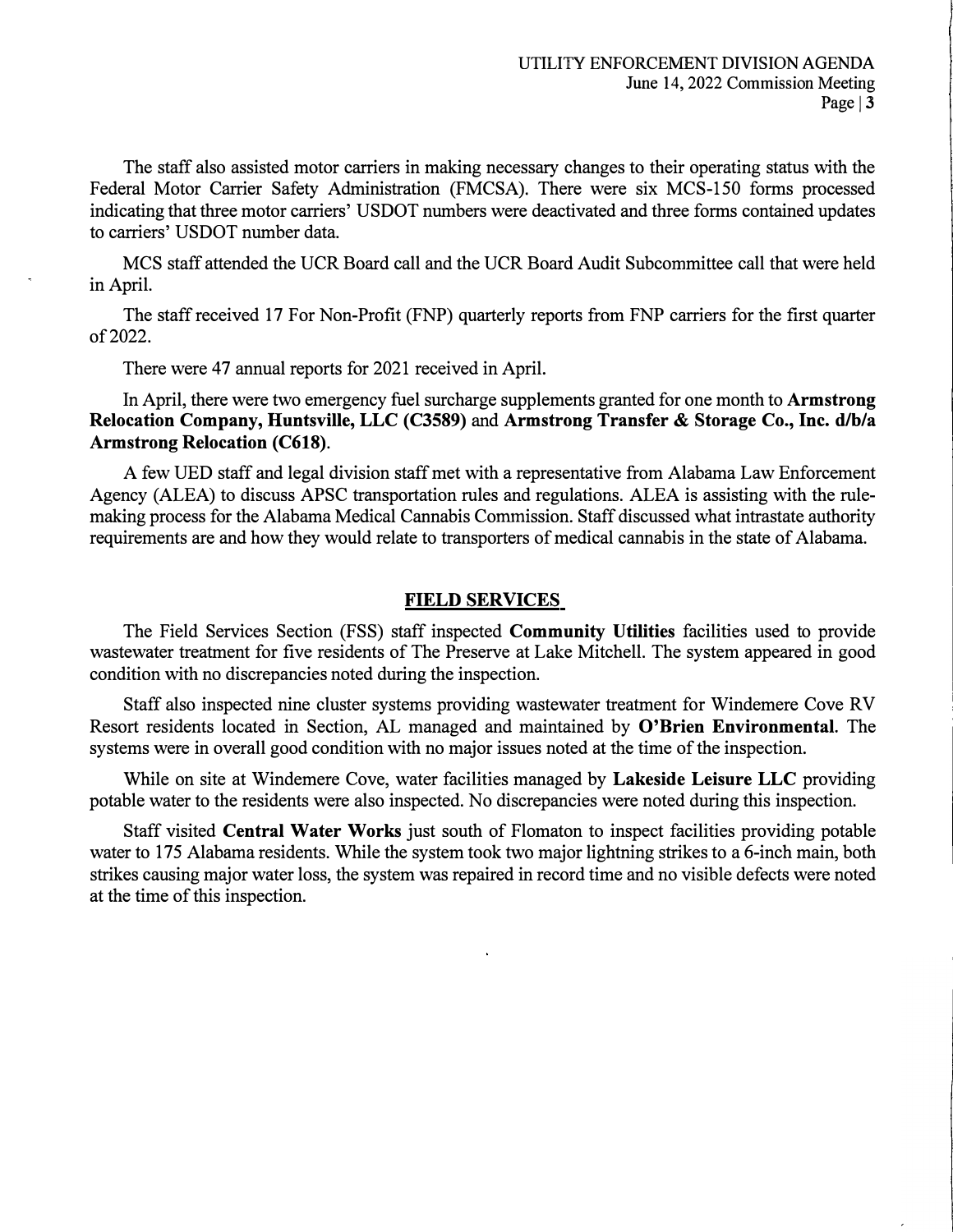The staff also assisted motor carriers in making necessary changes to their operating status with the Federal Motor Carrier Safety Administration (FMCSA). There were six MCS-150 forms processed indicating that three motor carriers' USDOT numbers were deactivated and three forms contained updates to carriers' USDOT number data.

MCS staff attended the UCR Board call and the UCR Board Audit Subcommittee call that were held in April.

The staff received 17 For Non-Profit (FNP) quarterly reports from FNP carriers for the first quarter of 2022.

There were 47 annual reports for 2021 received in April.

In April, there were two emergency fuel surcharge supplements granted for one month to **Armstrong Relocation Company, Huntsville, LLC (C3589)** and **Armstrong Transfer & Storage Co., Inc. d/b/a Armstrong Relocation (C618)**.

A few UED staff and legal division staff met with a representative from Alabama Law Enforcement Agency (ALEA) to discuss APSC transportation rules and regulations. ALEA is assisting with the rule-making process for the Alabama Medical Cannabis Commission. Staff discussed what intrastate authority requirements are and how they would relate to transporters of medical cannabis in the state of Alabama.

## FIELD SERVICES

The Field Services Section (FSS) staff inspected **Community Utilities** facilities used to provide wastewater treatment for five residents of The Preserve at Lake Mitchell. The system appeared in good condition with no discrepancies noted during the inspection.

Staff also inspected nine cluster systems providing wastewater treatment for Windemere Cove RV Resort residents located in Section, AL managed and maintained by **O'Brien Environmental**. The systems were in overall good condition with no major issues noted at the time of the inspection.

While on site at Windemere Cove, water facilities managed by **Lakeside Leisure LLC** providing potable water to the residents were also inspected. No discrepancies were noted during this inspection.

Staff visited **Central Water Works** just south of Flomaton to inspect facilities providing potable water to 175 Alabama residents. While the system took two major lightning strikes to a 6-inch main, both strikes causing major water loss, the system was repaired in record time and no visible defects were noted at the time of this inspection.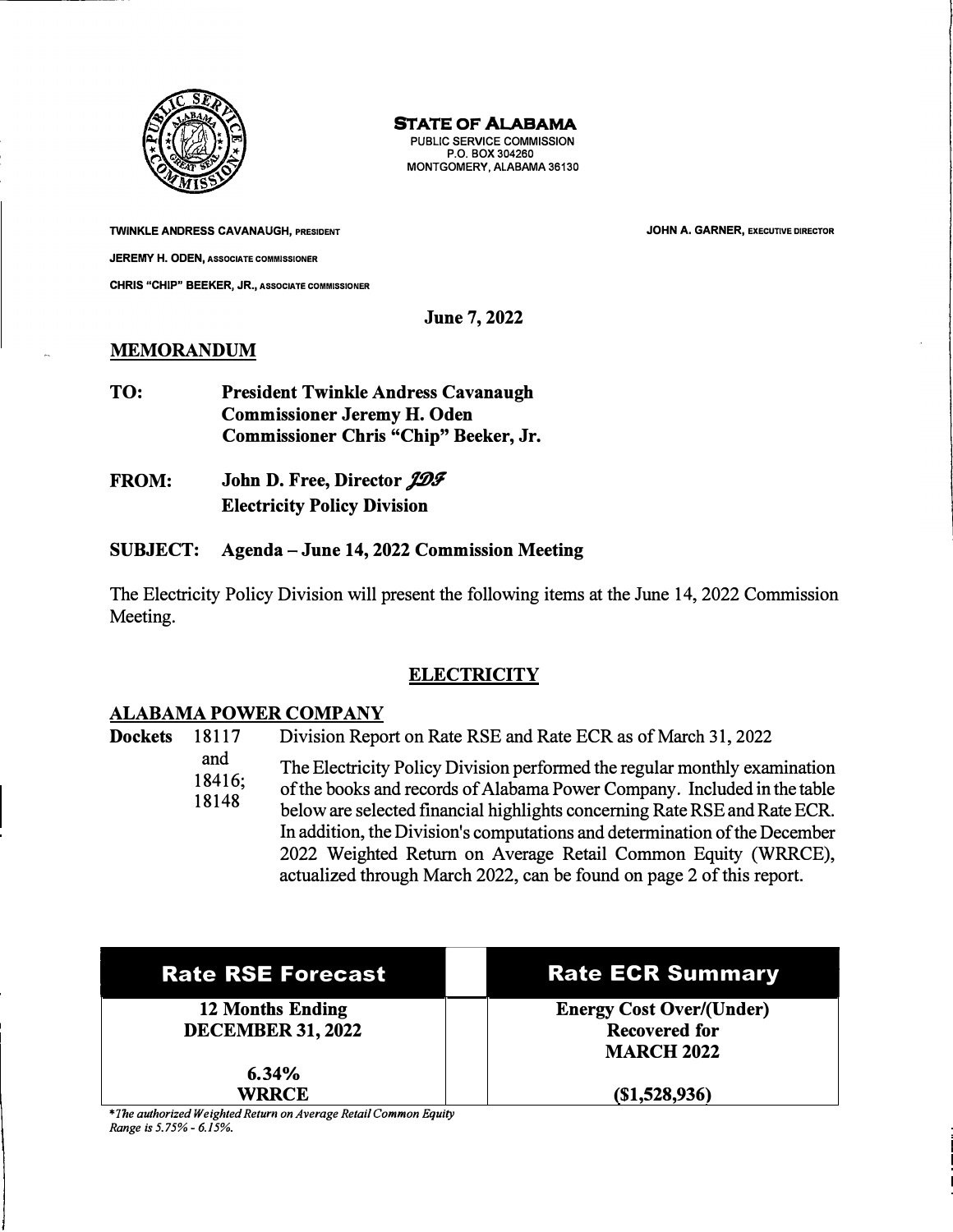**STATE OF ALABAMA**
PUBLIC SERVICE COMMISSION
P.O. BOX 304260
MONTGOMERY, ALABAMA 36130

**TWINKLE ANDRESS CAVANAUGH, PRESIDENT**

**JEREMY H. ODEN, ASSOCIATE COMMISSIONER**

**CHRIS "CHIP" BEEKER, JR., ASSOCIATE COMMISSIONER**

**JOHN A. GARNER, EXECUTIVE DIRECTOR**

**June 7, 2022**

## MEMORANDUM

**TO:** **President Twinkle Andress Cavanaugh**
**Commissioner Jeremy H. Oden**
**Commissioner Chris "Chip" Beeker, Jr.**

**FROM:** **John D. Free, Director** *JDF*
**Electricity Policy Division**

**SUBJECT: Agenda – June 14, 2022 Commission Meeting**

The Electricity Policy Division will present the following items at the June 14, 2022 Commission Meeting.

## ELECTRICITY

### ALABAMA POWER COMPANY

**Dockets** 18117 and 18416; 18148

Division Report on Rate RSE and Rate ECR as of March 31, 2022

The Electricity Policy Division performed the regular monthly examination of the books and records of Alabama Power Company. Included in the table below are selected financial highlights concerning Rate RSE and Rate ECR. In addition, the Division's computations and determination of the December 2022 Weighted Return on Average Retail Common Equity (WRRCE), actualized through March 2022, can be found on page 2 of this report.

| Rate RSE Forecast | | Rate ECR Summary |
|---|---|---|
| **12 Months Ending DECEMBER 31, 2022** | | **Energy Cost Over/(Under) Recovered for MARCH 2022** |
| **6.34% WRRCE** | | **($1,528,936)** |

**The authorized Weighted Return on Average Retail Common Equity Range is 5.75% - 6.15%.*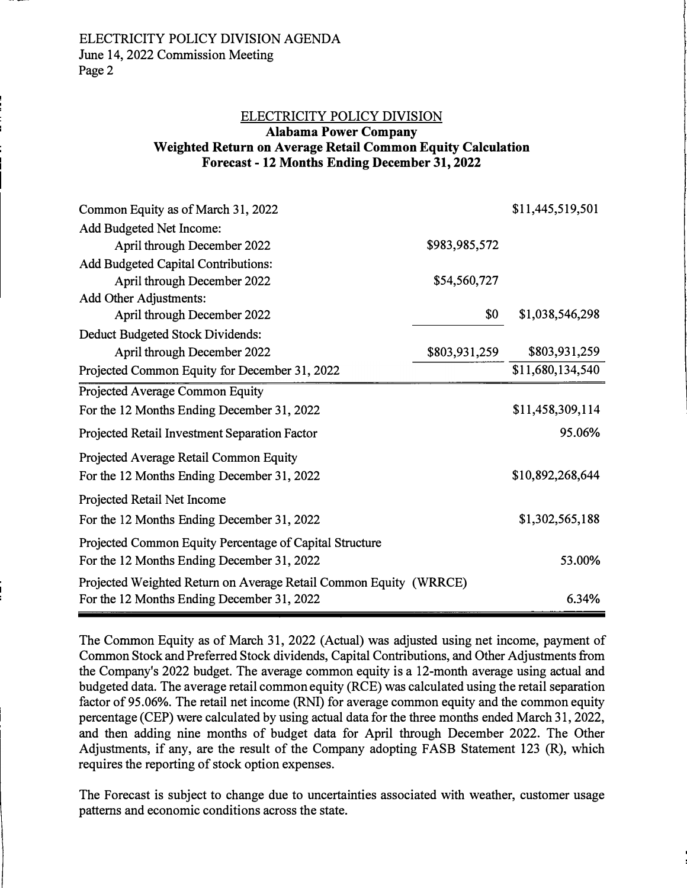ELECTRICITY POLICY DIVISION

**Alabama Power Company**

**Weighted Return on Average Retail Common Equity Calculation**

**Forecast - 12 Months Ending December 31, 2022**

| | | |
|---|---|---|
| Common Equity as of March 31, 2022 | | $11,445,519,501 |
| Add Budgeted Net Income: | | |
| April through December 2022 | $983,985,572 | |
| Add Budgeted Capital Contributions: | | |
| April through December 2022 | $54,560,727 | |
| Add Other Adjustments: | | |
| April through December 2022 | $0 | $1,038,546,298 |
| Deduct Budgeted Stock Dividends: | | |
| April through December 2022 | $803,931,259 | $803,931,259 |
| Projected Common Equity for December 31, 2022 | | $11,680,134,540 |
| Projected Average Common Equity For the 12 Months Ending December 31, 2022 | | $11,458,309,114 |
| Projected Retail Investment Separation Factor | | 95.06% |
| Projected Average Retail Common Equity For the 12 Months Ending December 31, 2022 | | $10,892,268,644 |
| Projected Retail Net Income For the 12 Months Ending December 31, 2022 | | $1,302,565,188 |
| Projected Common Equity Percentage of Capital Structure For the 12 Months Ending December 31, 2022 | | 53.00% |
| Projected Weighted Return on Average Retail Common Equity (WRRCE) For the 12 Months Ending December 31, 2022 | | 6.34% |

The Common Equity as of March 31, 2022 (Actual) was adjusted using net income, payment of Common Stock and Preferred Stock dividends, Capital Contributions, and Other Adjustments from the Company's 2022 budget. The average common equity is a 12-month average using actual and budgeted data. The average retail common equity (RCE) was calculated using the retail separation factor of 95.06%. The retail net income (RNI) for average common equity and the common equity percentage (CEP) were calculated by using actual data for the three months ended March 31, 2022, and then adding nine months of budget data for April through December 2022. The Other Adjustments, if any, are the result of the Company adopting FASB Statement 123 (R), which requires the reporting of stock option expenses.

The Forecast is subject to change due to uncertainties associated with weather, customer usage patterns and economic conditions across the state.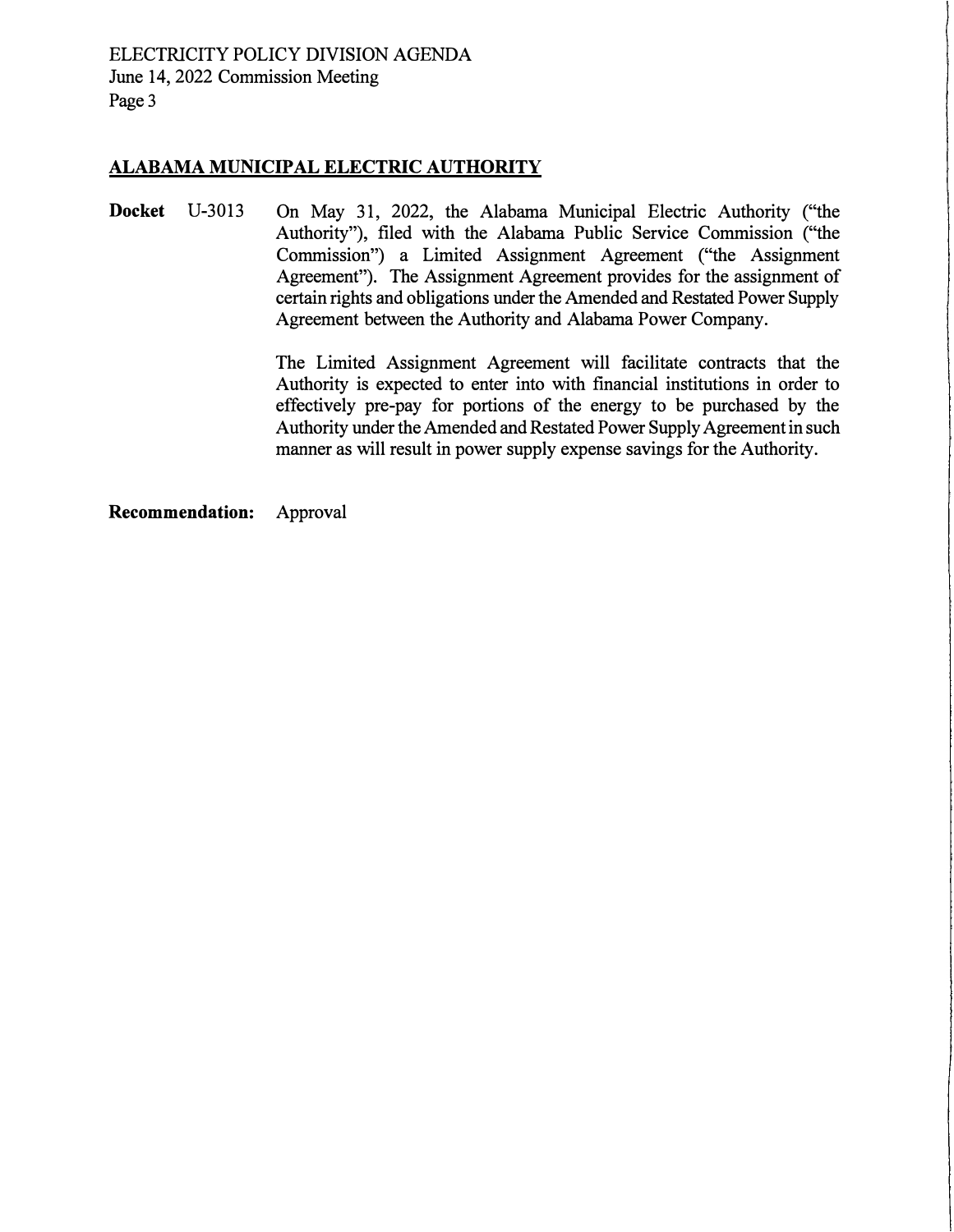## ALABAMA MUNICIPAL ELECTRIC AUTHORITY

**Docket** U-3013

On May 31, 2022, the Alabama Municipal Electric Authority ("the Authority"), filed with the Alabama Public Service Commission ("the Commission") a Limited Assignment Agreement ("the Assignment Agreement"). The Assignment Agreement provides for the assignment of certain rights and obligations under the Amended and Restated Power Supply Agreement between the Authority and Alabama Power Company.

The Limited Assignment Agreement will facilitate contracts that the Authority is expected to enter into with financial institutions in order to effectively pre-pay for portions of the energy to be purchased by the Authority under the Amended and Restated Power Supply Agreement in such manner as will result in power supply expense savings for the Authority.

**Recommendation:** Approval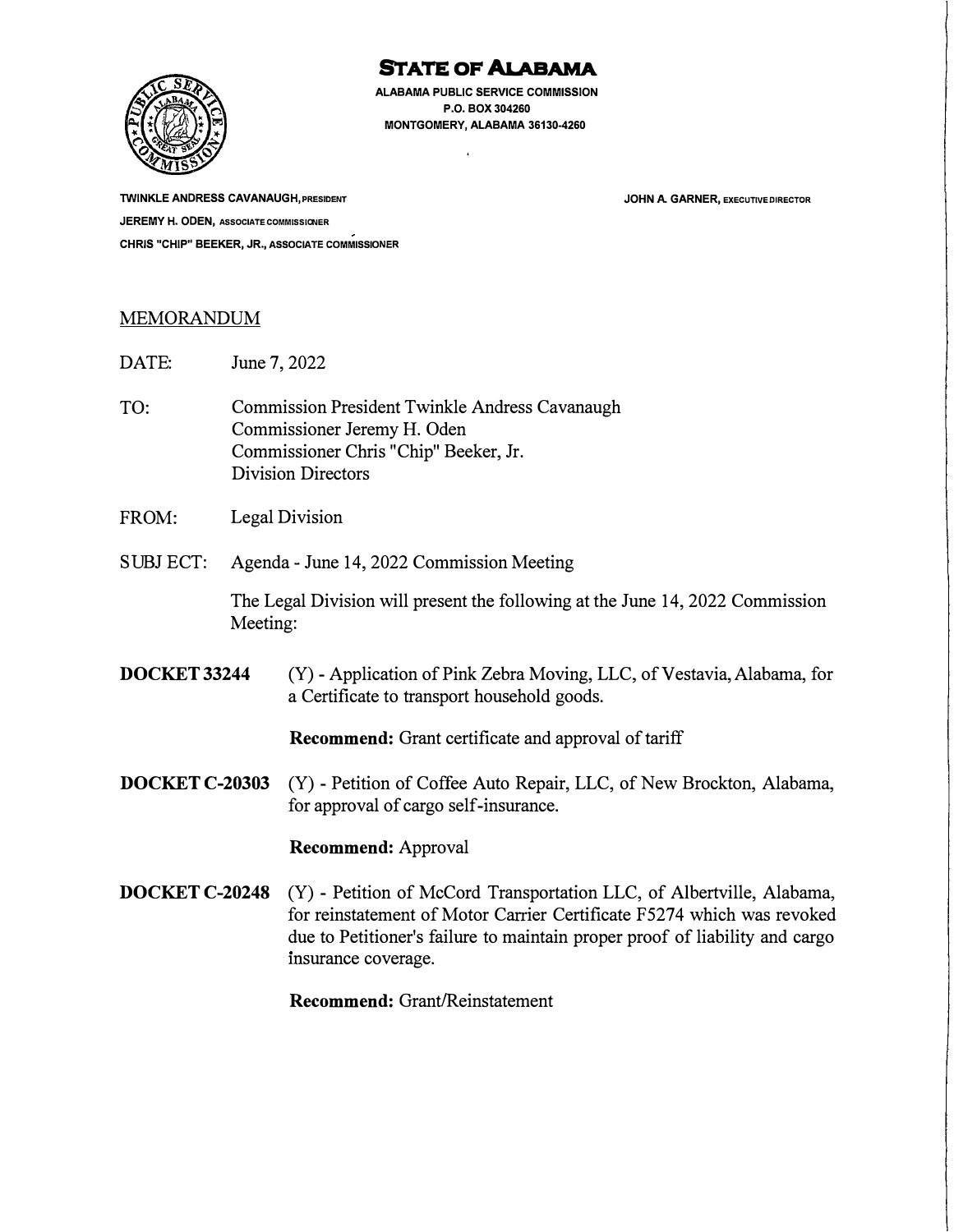# STATE OF ALABAMA

**ALABAMA PUBLIC SERVICE COMMISSION**
**P.O. BOX 304260**
**MONTGOMERY, ALABAMA 36130-4260**

**TWINKLE ANDRESS CAVANAUGH, PRESIDENT**
**JEREMY H. ODEN, ASSOCIATE COMMISSIONER**
**CHRIS "CHIP" BEEKER, JR., ASSOCIATE COMMISSIONER**

**JOHN A. GARNER, EXECUTIVE DIRECTOR**

MEMORANDUM

DATE: June 7, 2022

TO: Commission President Twinkle Andress Cavanaugh
Commissioner Jeremy H. Oden
Commissioner Chris "Chip" Beeker, Jr.
Division Directors

FROM: Legal Division

SUBJECT: Agenda - June 14, 2022 Commission Meeting

The Legal Division will present the following at the June 14, 2022 Commission Meeting:

**DOCKET 33244** (Y) - Application of Pink Zebra Moving, LLC, of Vestavia, Alabama, for a Certificate to transport household goods.

**Recommend:** Grant certificate and approval of tariff

**DOCKET C-20303** (Y) - Petition of Coffee Auto Repair, LLC, of New Brockton, Alabama, for approval of cargo self-insurance.

**Recommend:** Approval

**DOCKET C-20248** (Y) - Petition of McCord Transportation LLC, of Albertville, Alabama, for reinstatement of Motor Carrier Certificate F5274 which was revoked due to Petitioner's failure to maintain proper proof of liability and cargo insurance coverage.

**Recommend:** Grant/Reinstatement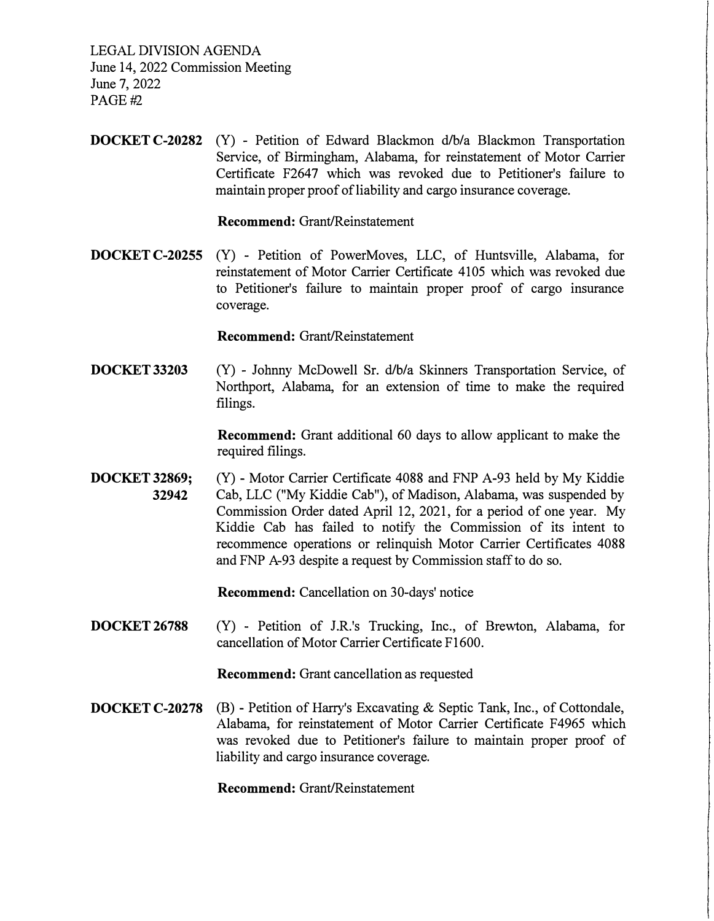LEGAL DIVISION AGENDA
June 14, 2022 Commission Meeting
June 7, 2022
PAGE #2

**DOCKET C-20282** (Y) - Petition of Edward Blackmon d/b/a Blackmon Transportation Service, of Birmingham, Alabama, for reinstatement of Motor Carrier Certificate F2647 which was revoked due to Petitioner's failure to maintain proper proof of liability and cargo insurance coverage.

**Recommend:** Grant/Reinstatement

**DOCKET C-20255** (Y) - Petition of PowerMoves, LLC, of Huntsville, Alabama, for reinstatement of Motor Carrier Certificate 4105 which was revoked due to Petitioner's failure to maintain proper proof of cargo insurance coverage.

**Recommend:** Grant/Reinstatement

**DOCKET 33203** (Y) - Johnny McDowell Sr. d/b/a Skinners Transportation Service, of Northport, Alabama, for an extension of time to make the required filings.

**Recommend:** Grant additional 60 days to allow applicant to make the required filings.

**DOCKET 32869; 32942** (Y) - Motor Carrier Certificate 4088 and FNP A-93 held by My Kiddie Cab, LLC ("My Kiddie Cab"), of Madison, Alabama, was suspended by Commission Order dated April 12, 2021, for a period of one year. My Kiddie Cab has failed to notify the Commission of its intent to recommence operations or relinquish Motor Carrier Certificates 4088 and FNP A-93 despite a request by Commission staff to do so.

**Recommend:** Cancellation on 30-days' notice

**DOCKET 26788** (Y) - Petition of J.R.'s Trucking, Inc., of Brewton, Alabama, for cancellation of Motor Carrier Certificate F1600.

**Recommend:** Grant cancellation as requested

**DOCKET C-20278** (B) - Petition of Harry's Excavating & Septic Tank, Inc., of Cottondale, Alabama, for reinstatement of Motor Carrier Certificate F4965 which was revoked due to Petitioner's failure to maintain proper proof of liability and cargo insurance coverage.

**Recommend:** Grant/Reinstatement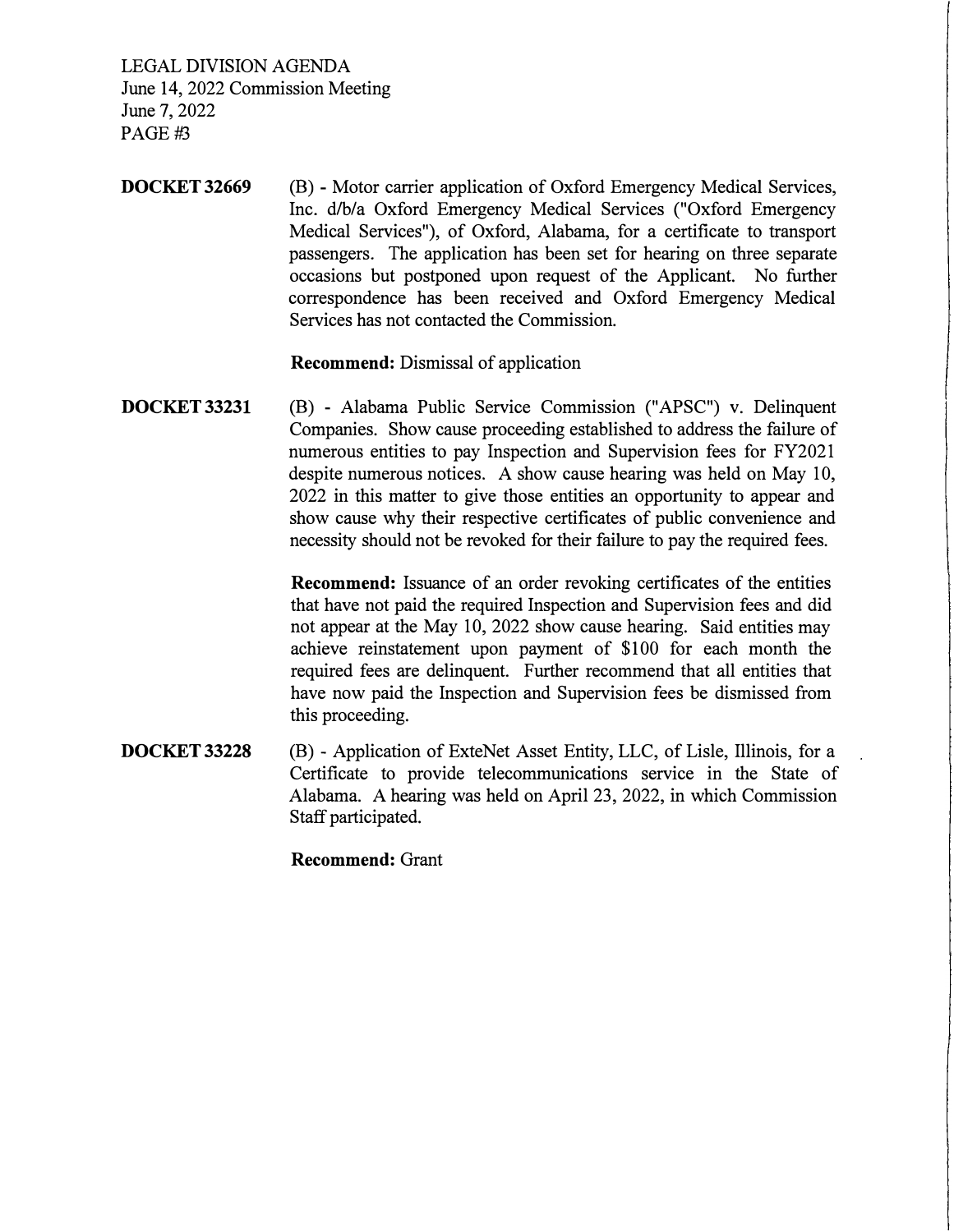**DOCKET 32669** (B) - Motor carrier application of Oxford Emergency Medical Services, Inc. d/b/a Oxford Emergency Medical Services ("Oxford Emergency Medical Services"), of Oxford, Alabama, for a certificate to transport passengers. The application has been set for hearing on three separate occasions but postponed upon request of the Applicant. No further correspondence has been received and Oxford Emergency Medical Services has not contacted the Commission.

**Recommend:** Dismissal of application

**DOCKET 33231** (B) - Alabama Public Service Commission ("APSC") v. Delinquent Companies. Show cause proceeding established to address the failure of numerous entities to pay Inspection and Supervision fees for FY2021 despite numerous notices. A show cause hearing was held on May 10, 2022 in this matter to give those entities an opportunity to appear and show cause why their respective certificates of public convenience and necessity should not be revoked for their failure to pay the required fees.

**Recommend:** Issuance of an order revoking certificates of the entities that have not paid the required Inspection and Supervision fees and did not appear at the May 10, 2022 show cause hearing. Said entities may achieve reinstatement upon payment of $100 for each month the required fees are delinquent. Further recommend that all entities that have now paid the Inspection and Supervision fees be dismissed from this proceeding.

**DOCKET 33228** (B) - Application of ExteNet Asset Entity, LLC, of Lisle, Illinois, for a Certificate to provide telecommunications service in the State of Alabama. A hearing was held on April 23, 2022, in which Commission Staff participated.

**Recommend:** Grant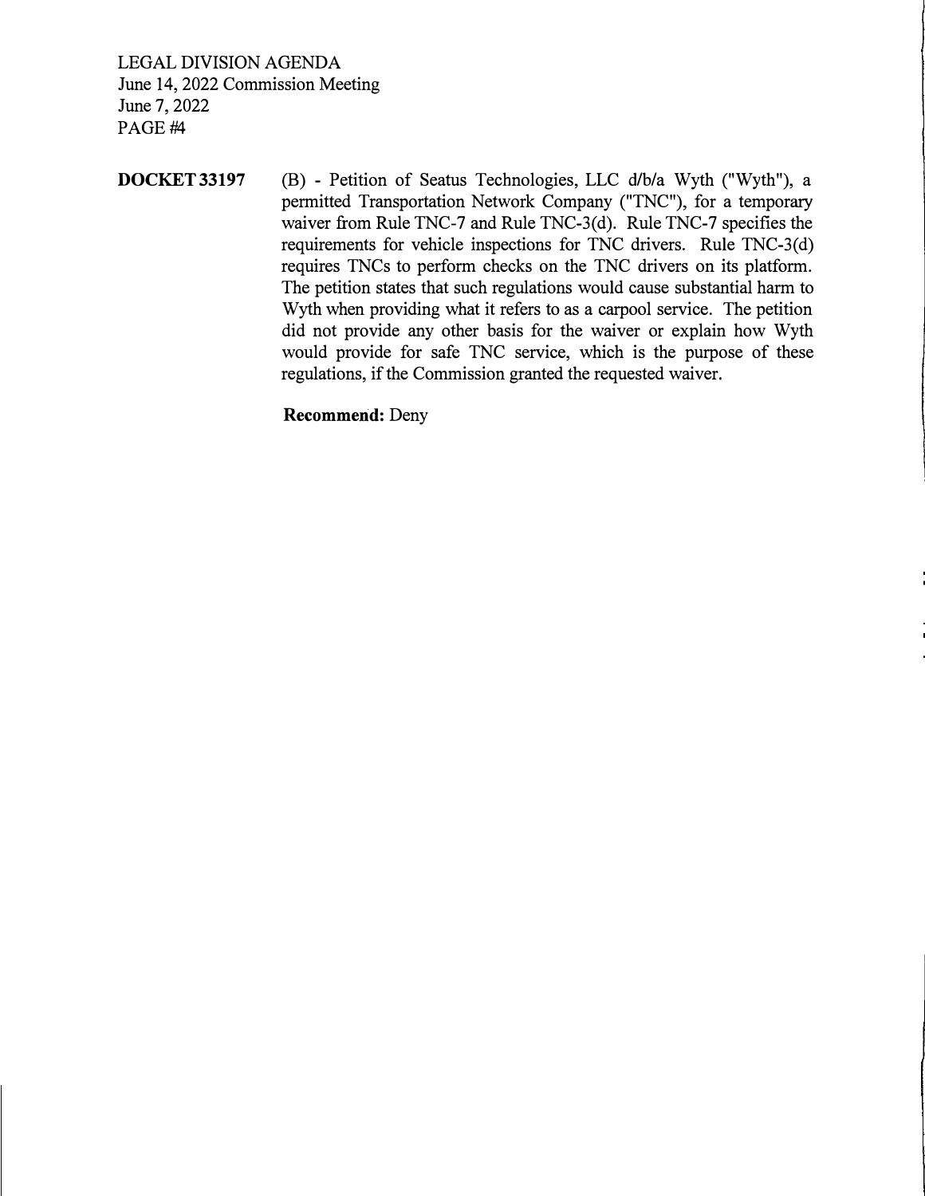LEGAL DIVISION AGENDA
June 14, 2022 Commission Meeting
June 7, 2022
PAGE #4

**DOCKET 33197** (B) - Petition of Seatus Technologies, LLC d/b/a Wyth ("Wyth"), a permitted Transportation Network Company ("TNC"), for a temporary waiver from Rule TNC-7 and Rule TNC-3(d). Rule TNC-7 specifies the requirements for vehicle inspections for TNC drivers. Rule TNC-3(d) requires TNCs to perform checks on the TNC drivers on its platform. The petition states that such regulations would cause substantial harm to Wyth when providing what it refers to as a carpool service. The petition did not provide any other basis for the waiver or explain how Wyth would provide for safe TNC service, which is the purpose of these regulations, if the Commission granted the requested waiver.

**Recommend:** Deny